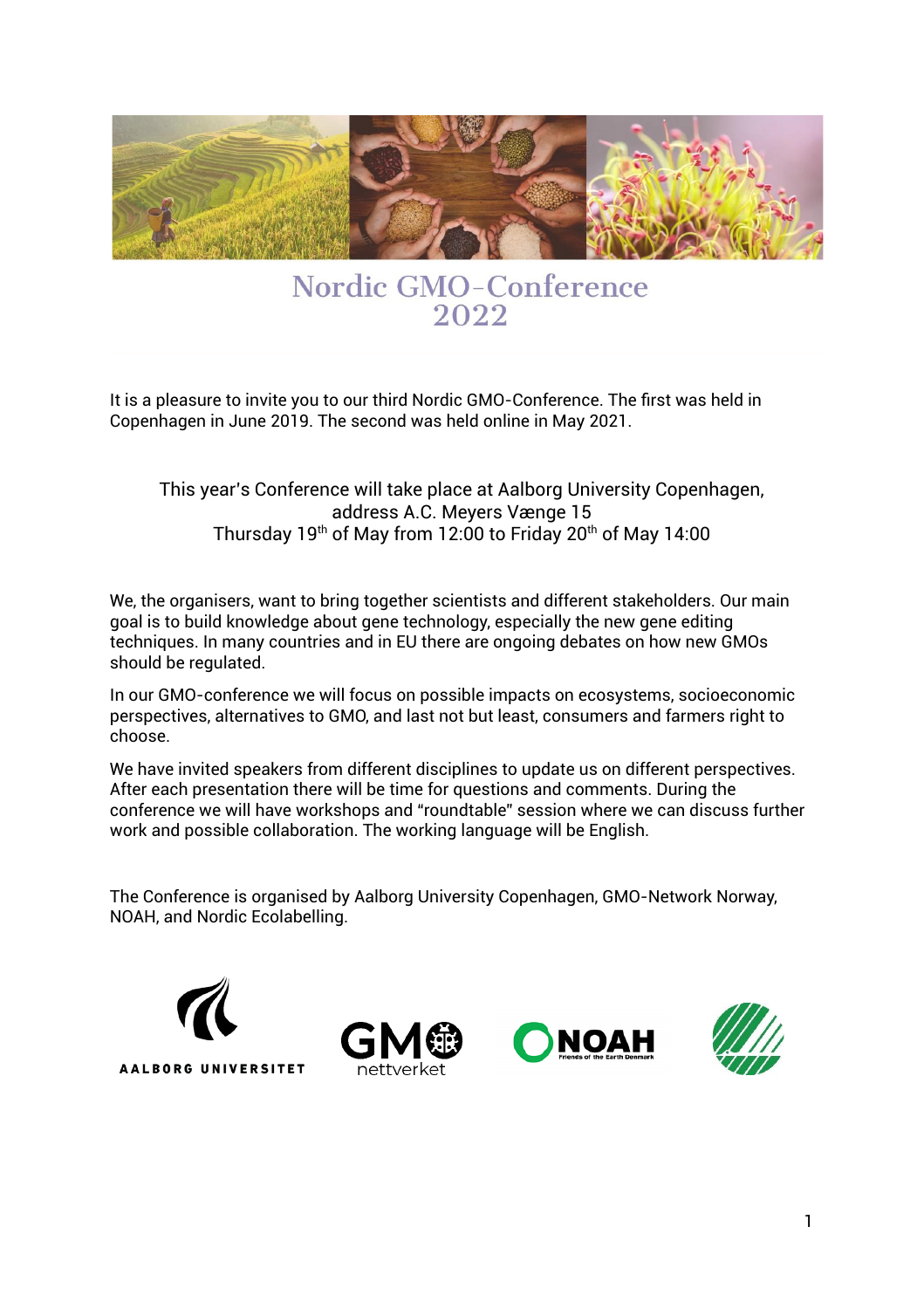# Nordic GMO-Conference 2022

It is a pleasure to invite you to our third Nordic GMO-Conference. The first was held in Copenhagen in June 2019. The second was held online in May 2021.

This year's Conference will take place at Aalborg University Copenhagen, address A.C. Meyers Vænge 15
Thursday 19th of May from 12:00 to Friday 20th of May 14:00

We, the organisers, want to bring together scientists and different stakeholders. Our main goal is to build knowledge about gene technology, especially the new gene editing techniques. In many countries and in EU there are ongoing debates on how new GMOs should be regulated.

In our GMO-conference we will focus on possible impacts on ecosystems, socioeconomic perspectives, alternatives to GMO, and last not but least, consumers and farmers right to choose.

We have invited speakers from different disciplines to update us on different perspectives. After each presentation there will be time for questions and comments. During the conference we will have workshops and "roundtable" session where we can discuss further work and possible collaboration. The working language will be English.

The Conference is organised by Aalborg University Copenhagen, GMO-Network Norway, NOAH, and Nordic Ecolabelling.

AALBORG UNIVERSITET

GMO nettverket

NOAH Friends of the Earth Denmark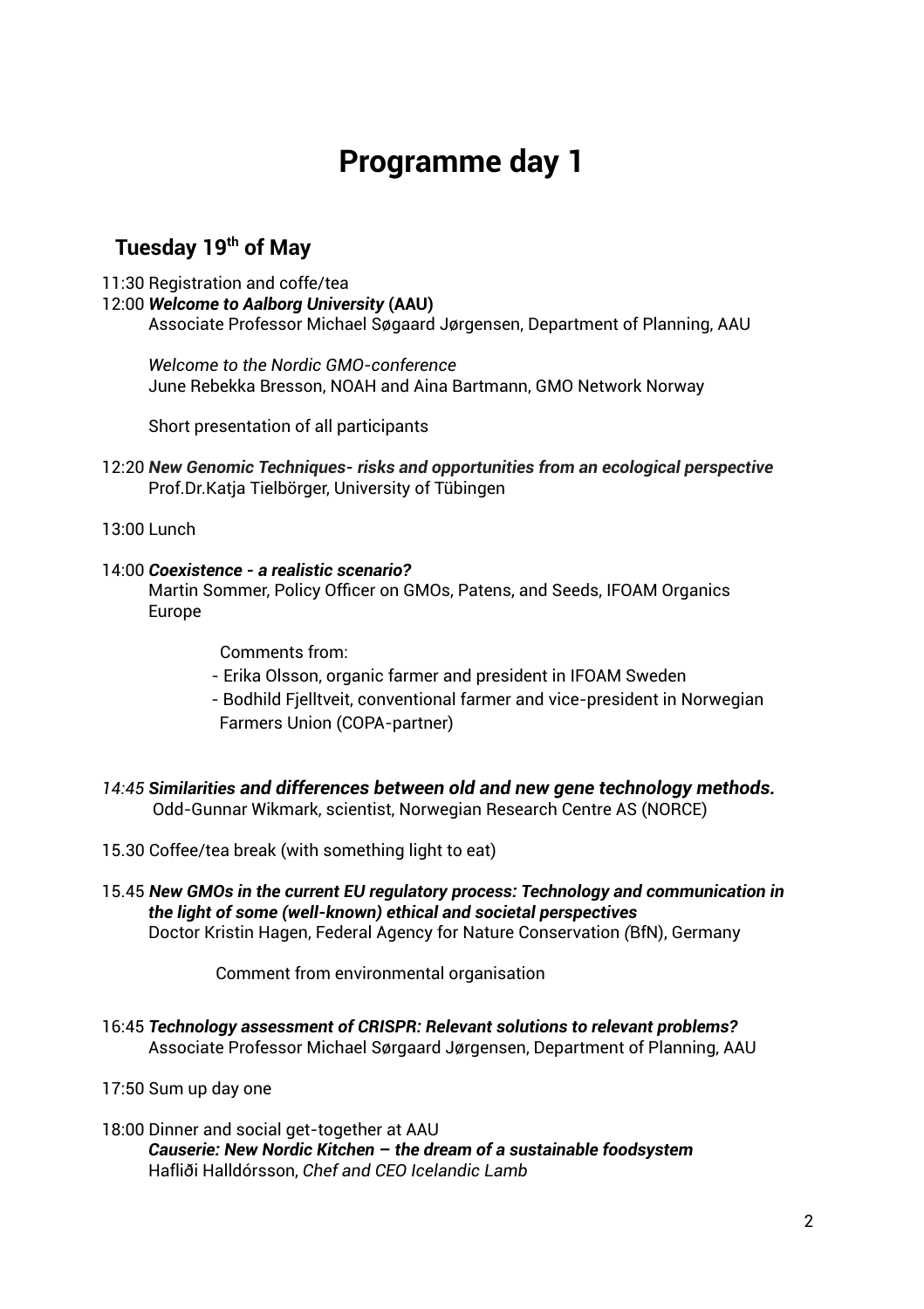# Programme day 1

## Tuesday 19th of May

11:30 Registration and coffe/tea

12:00 ***Welcome to Aalborg University*** **(AAU)**
Associate Professor Michael Søgaard Jørgensen, Department of Planning, AAU

*Welcome to the Nordic GMO-conference*
June Rebekka Bresson, NOAH and Aina Bartmann, GMO Network Norway

Short presentation of all participants

12:20 ***New Genomic Techniques- risks and opportunities from an ecological perspective***
Prof.Dr.Katja Tielbörger, University of Tübingen

13:00 Lunch

14:00 ***Coexistence - a realistic scenario?***
Martin Sommer, Policy Officer on GMOs, Patens, and Seeds, IFOAM Organics Europe

Comments from:

- Erika Olsson, organic farmer and president in IFOAM Sweden
- Bodhild Fjelltveit, conventional farmer and vice-president in Norwegian Farmers Union (COPA-partner)

*14:45* ***Similarities and differences between old and new gene technology methods.***
Odd-Gunnar Wikmark, scientist, Norwegian Research Centre AS (NORCE)

15.30 Coffee/tea break (with something light to eat)

15.45 ***New GMOs in the current EU regulatory process: Technology and communication in the light of some (well-known) ethical and societal perspectives***
Doctor Kristin Hagen, Federal Agency for Nature Conservation *(*BfN), Germany

Comment from environmental organisation

16:45 ***Technology assessment of CRISPR: Relevant solutions to relevant problems?***
Associate Professor Michael Sørgaard Jørgensen, Department of Planning, AAU

17:50 Sum up day one

18:00 Dinner and social get-together at AAU
***Causerie: New Nordic Kitchen – the dream of a sustainable foodsystem***
Hafliði Halldórsson, *Chef and CEO Icelandic Lamb*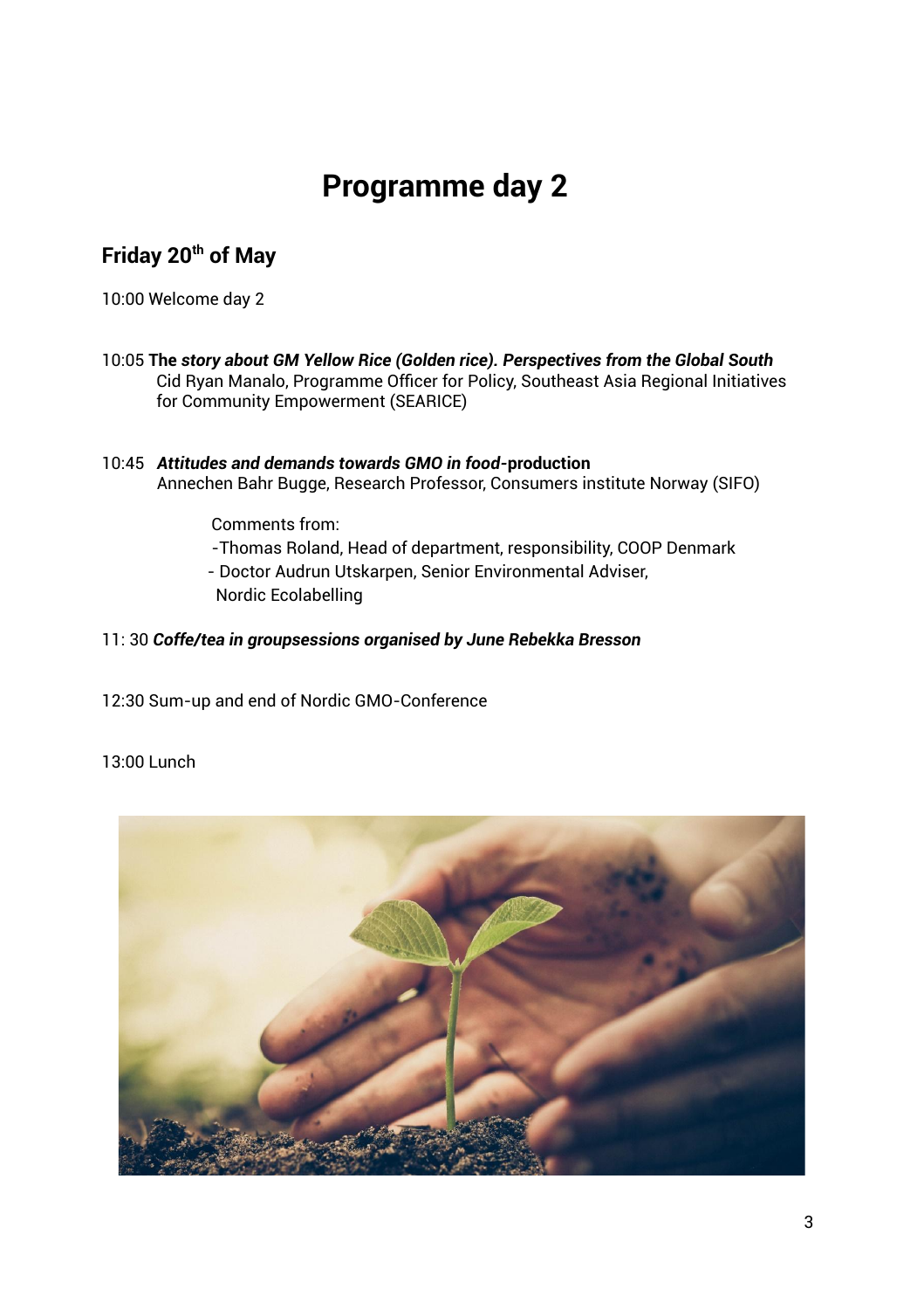# Programme day 2

## Friday 20th of May

10:00 Welcome day 2

10:05 **The *story about GM Yellow Rice (Golden rice). Perspectives from the Global South***
Cid Ryan Manalo, Programme Officer for Policy, Southeast Asia Regional Initiatives for Community Empowerment (SEARICE)

10:45 ***Attitudes and demands towards GMO in food*-production**
Annechen Bahr Bugge, Research Professor, Consumers institute Norway (SIFO)

Comments from:
-Thomas Roland, Head of department, responsibility, COOP Denmark
- Doctor Audrun Utskarpen, Senior Environmental Adviser, Nordic Ecolabelling

11: 30 ***Coffe/tea in groupsessions organised by June Rebekka Bresson***

12:30 Sum-up and end of Nordic GMO-Conference

13:00 Lunch